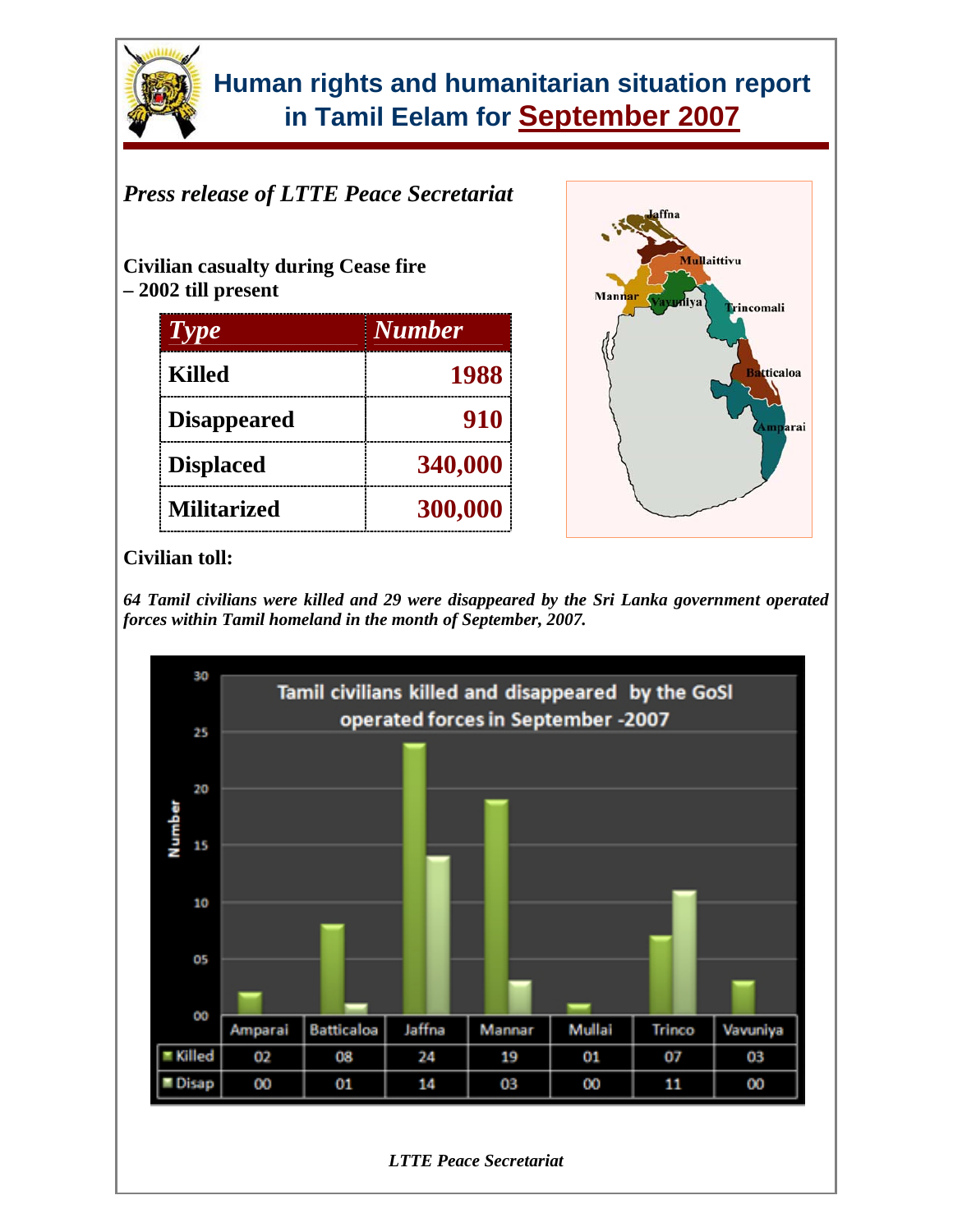# Human rights and humanitarian situation report in Tamil Eelam for September 2007

*Press release of LTTE Peace Secretariat*

**Civilian casualty during Cease fire – 2002 till present**

| Type | Number |
|---|---|
| Killed | 1988 |
| Disappeared | 910 |
| Displaced | 340,000 |
| Militarized | 300,000 |

**Civilian toll:**

***64 Tamil civilians were killed and 29 were disappeared by the Sri Lanka government operated forces within Tamil homeland in the month of September, 2007.***

**Tamil civilians killed and disappeared by the GoSl operated forces in September -2007**

| | Amparai | Batticaloa | Jaffna | Mannar | Mullai | Trinco | Vavuniya |
|---|---|---|---|---|---|---|---|
| Killed | 02 | 08 | 24 | 19 | 01 | 07 | 03 |
| Disap | 00 | 01 | 14 | 03 | 00 | 11 | 00 |

*LTTE Peace Secretariat*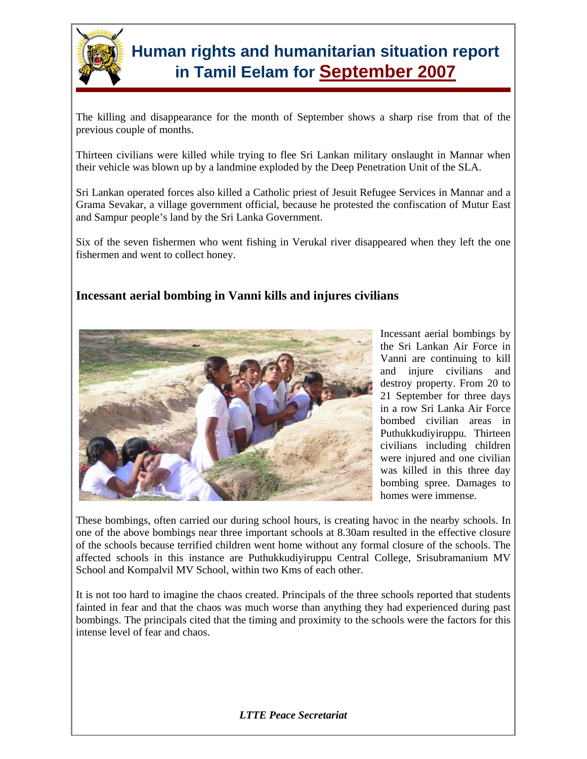# Human rights and humanitarian situation report in Tamil Eelam for September 2007

The killing and disappearance for the month of September shows a sharp rise from that of the previous couple of months.

Thirteen civilians were killed while trying to flee Sri Lankan military onslaught in Mannar when their vehicle was blown up by a landmine exploded by the Deep Penetration Unit of the SLA.

Sri Lankan operated forces also killed a Catholic priest of Jesuit Refugee Services in Mannar and a Grama Sevakar, a village government official, because he protested the confiscation of Mutur East and Sampur people's land by the Sri Lanka Government.

Six of the seven fishermen who went fishing in Verukal river disappeared when they left the one fishermen and went to collect honey.

## Incessant aerial bombing in Vanni kills and injures civilians

Incessant aerial bombings by the Sri Lankan Air Force in Vanni are continuing to kill and injure civilians and destroy property. From 20 to 21 September for three days in a row Sri Lanka Air Force bombed civilian areas in Puthukkudiyiruppu. Thirteen civilians including children were injured and one civilian was killed in this three day bombing spree. Damages to homes were immense.

These bombings, often carried our during school hours, is creating havoc in the nearby schools. In one of the above bombings near three important schools at 8.30am resulted in the effective closure of the schools because terrified children went home without any formal closure of the schools. The affected schools in this instance are Puthukkudiyiruppu Central College, Srisubramanium MV School and Kompalvil MV School, within two Kms of each other.

It is not too hard to imagine the chaos created. Principals of the three schools reported that students fainted in fear and that the chaos was much worse than anything they had experienced during past bombings. The principals cited that the timing and proximity to the schools were the factors for this intense level of fear and chaos.

***LTTE Peace Secretariat***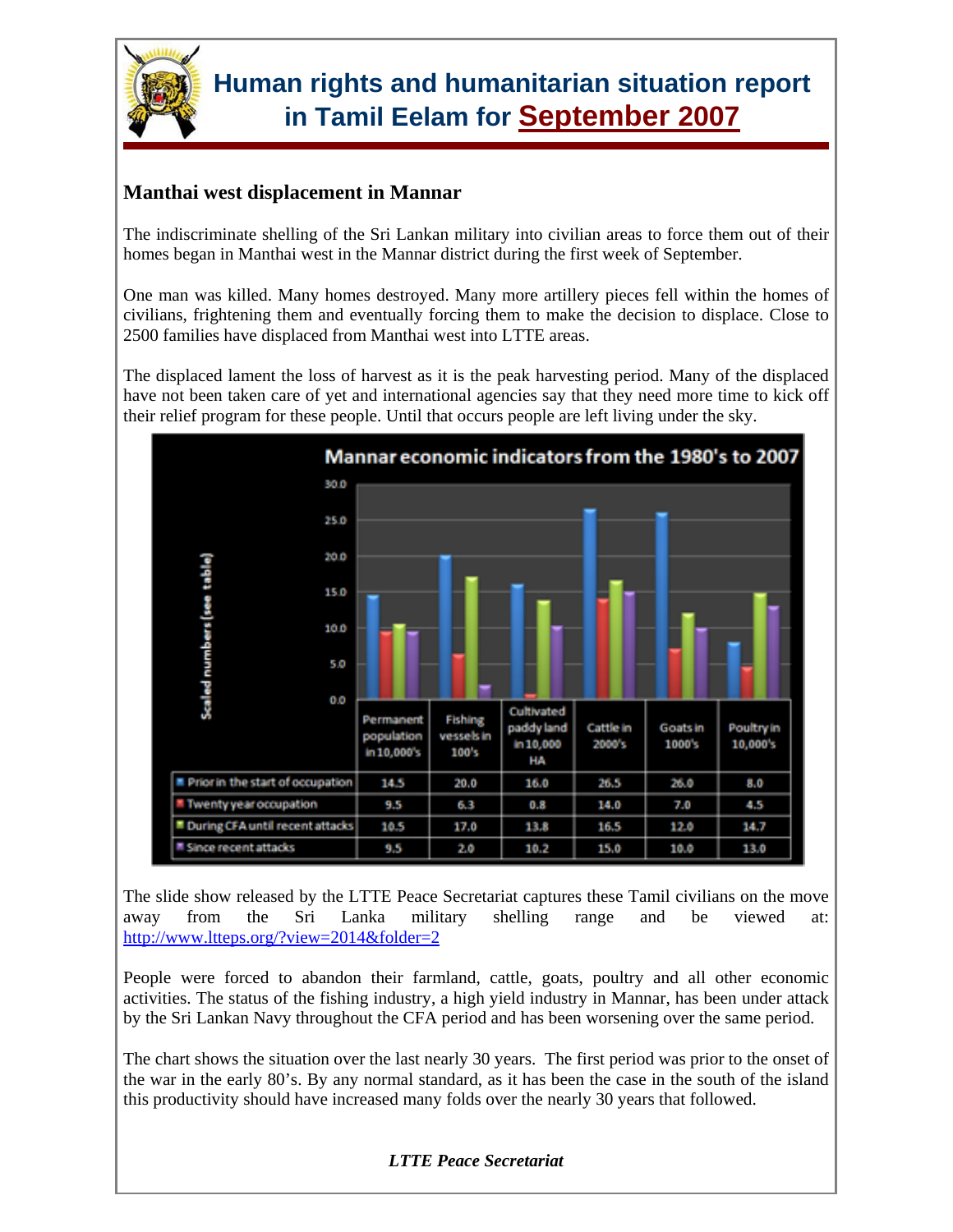# Human rights and humanitarian situation report in Tamil Eelam for September 2007

### Manthai west displacement in Mannar

The indiscriminate shelling of the Sri Lankan military into civilian areas to force them out of their homes began in Manthai west in the Mannar district during the first week of September.

One man was killed. Many homes destroyed. Many more artillery pieces fell within the homes of civilians, frightening them and eventually forcing them to make the decision to displace. Close to 2500 families have displaced from Manthai west into LTTE areas.

The displaced lament the loss of harvest as it is the peak harvesting period. Many of the displaced have not been taken care of yet and international agencies say that they need more time to kick off their relief program for these people. Until that occurs people are left living under the sky.

**Mannar economic indicators from the 1980's to 2007**

| | Permanent population in 10,000's | Fishing vessels in 100's | Cultivated paddy land in 10,000 HA | Cattle in 2000's | Goats in 1000's | Poultry in 10,000's |
|---|---|---|---|---|---|---|
| Prior in the start of occupation | 14.5 | 20.0 | 16.0 | 26.5 | 26.0 | 8.0 |
| Twenty year occupation | 9.5 | 6.3 | 0.8 | 14.0 | 7.0 | 4.5 |
| During CFA until recent attacks | 10.5 | 17.0 | 13.8 | 16.5 | 12.0 | 14.7 |
| Since recent attacks | 9.5 | 2.0 | 10.2 | 15.0 | 10.0 | 13.0 |

The slide show released by the LTTE Peace Secretariat captures these Tamil civilians on the move away from the Sri Lanka military shelling range and be viewed at: http://www.ltteps.org/?view=2014&folder=2

People were forced to abandon their farmland, cattle, goats, poultry and all other economic activities. The status of the fishing industry, a high yield industry in Mannar, has been under attack by the Sri Lankan Navy throughout the CFA period and has been worsening over the same period.

The chart shows the situation over the last nearly 30 years. The first period was prior to the onset of the war in the early 80's. By any normal standard, as it has been the case in the south of the island this productivity should have increased many folds over the nearly 30 years that followed.

*LTTE Peace Secretariat*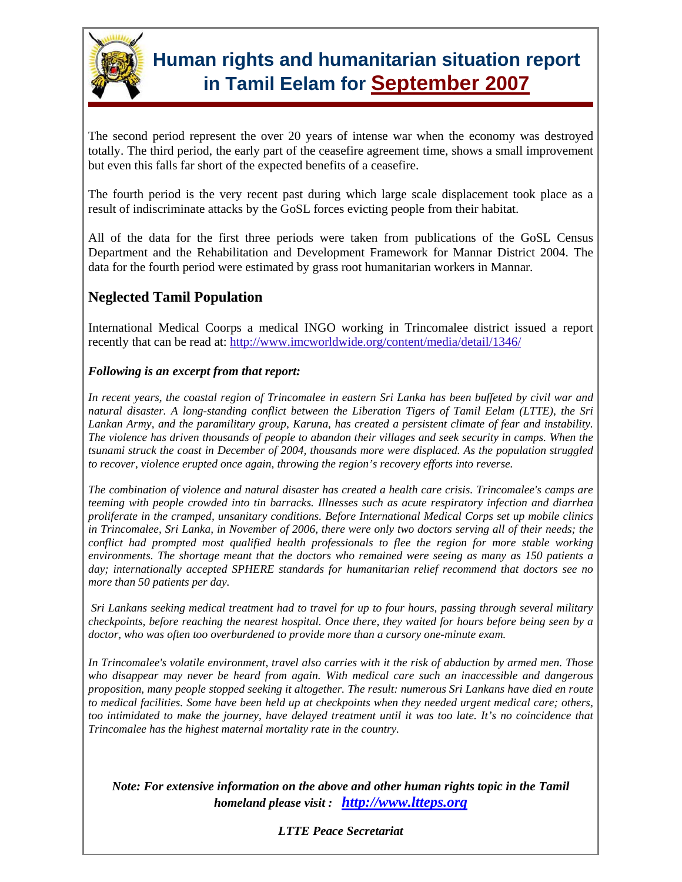The second period represent the over 20 years of intense war when the economy was destroyed totally. The third period, the early part of the ceasefire agreement time, shows a small improvement but even this falls far short of the expected benefits of a ceasefire.

The fourth period is the very recent past during which large scale displacement took place as a result of indiscriminate attacks by the GoSL forces evicting people from their habitat.

All of the data for the first three periods were taken from publications of the GoSL Census Department and the Rehabilitation and Development Framework for Mannar District 2004. The data for the fourth period were estimated by grass root humanitarian workers in Mannar.

## Neglected Tamil Population

International Medical Coorps a medical INGO working in Trincomalee district issued a report recently that can be read at: http://www.imcworldwide.org/content/media/detail/1346/

***Following is an excerpt from that report:***

*In recent years, the coastal region of Trincomalee in eastern Sri Lanka has been buffeted by civil war and natural disaster. A long-standing conflict between the Liberation Tigers of Tamil Eelam (LTTE), the Sri Lankan Army, and the paramilitary group, Karuna, has created a persistent climate of fear and instability. The violence has driven thousands of people to abandon their villages and seek security in camps. When the tsunami struck the coast in December of 2004, thousands more were displaced. As the population struggled to recover, violence erupted once again, throwing the region's recovery efforts into reverse.*

*The combination of violence and natural disaster has created a health care crisis. Trincomalee's camps are teeming with people crowded into tin barracks. Illnesses such as acute respiratory infection and diarrhea proliferate in the cramped, unsanitary conditions. Before International Medical Corps set up mobile clinics in Trincomalee, Sri Lanka, in November of 2006, there were only two doctors serving all of their needs; the conflict had prompted most qualified health professionals to flee the region for more stable working environments. The shortage meant that the doctors who remained were seeing as many as 150 patients a day; internationally accepted SPHERE standards for humanitarian relief recommend that doctors see no more than 50 patients per day.*

*Sri Lankans seeking medical treatment had to travel for up to four hours, passing through several military checkpoints, before reaching the nearest hospital. Once there, they waited for hours before being seen by a doctor, who was often too overburdened to provide more than a cursory one-minute exam.*

*In Trincomalee's volatile environment, travel also carries with it the risk of abduction by armed men. Those who disappear may never be heard from again. With medical care such an inaccessible and dangerous proposition, many people stopped seeking it altogether. The result: numerous Sri Lankans have died en route to medical facilities. Some have been held up at checkpoints when they needed urgent medical care; others, too intimidated to make the journey, have delayed treatment until it was too late. It's no coincidence that Trincomalee has the highest maternal mortality rate in the country.*

***Note: For extensive information on the above and other human rights topic in the Tamil homeland please visit : http://www.ltteps.org***

***LTTE Peace Secretariat***